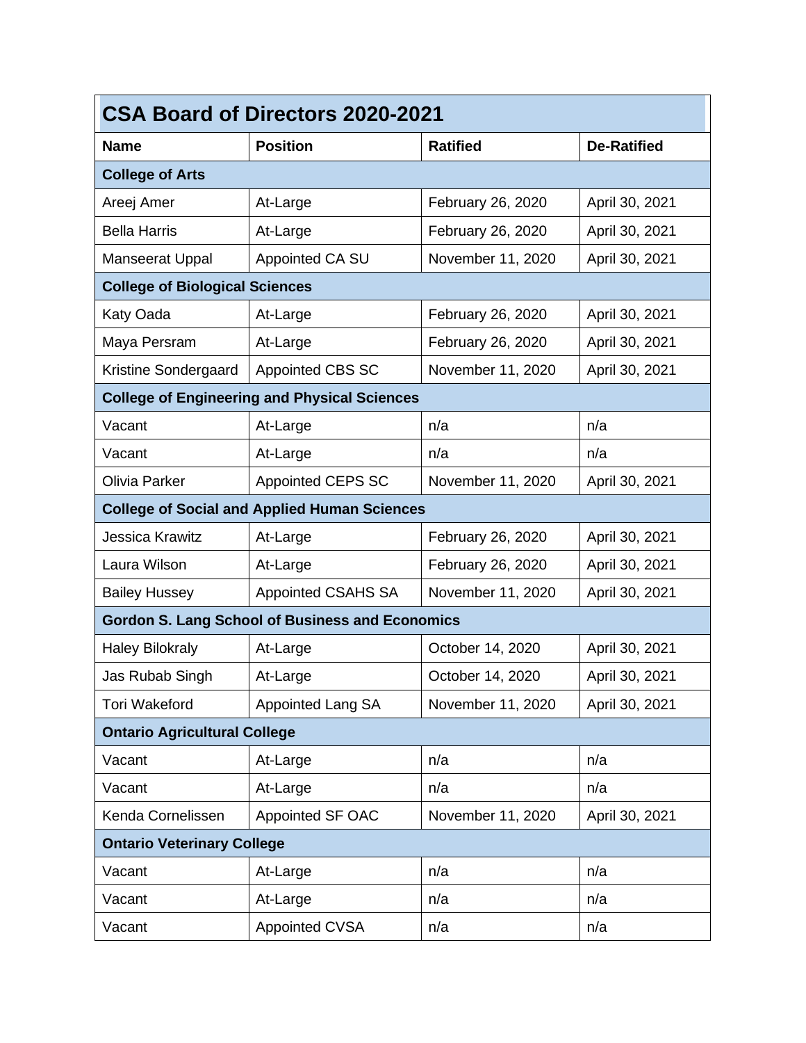| CSA Board of Directors 2020-2021 | | | |
|---|---|---|---|
| **Name** | **Position** | **Ratified** | **De-Ratified** |
| **College of Arts** | | | |
| Areej Amer | At-Large | February 26, 2020 | April 30, 2021 |
| Bella Harris | At-Large | February 26, 2020 | April 30, 2021 |
| Manseerat Uppal | Appointed CA SU | November 11, 2020 | April 30, 2021 |
| **College of Biological Sciences** | | | |
| Katy Oada | At-Large | February 26, 2020 | April 30, 2021 |
| Maya Persram | At-Large | February 26, 2020 | April 30, 2021 |
| Kristine Sondergaard | Appointed CBS SC | November 11, 2020 | April 30, 2021 |
| **College of Engineering and Physical Sciences** | | | |
| Vacant | At-Large | n/a | n/a |
| Vacant | At-Large | n/a | n/a |
| Olivia Parker | Appointed CEPS SC | November 11, 2020 | April 30, 2021 |
| **College of Social and Applied Human Sciences** | | | |
| Jessica Krawitz | At-Large | February 26, 2020 | April 30, 2021 |
| Laura Wilson | At-Large | February 26, 2020 | April 30, 2021 |
| Bailey Hussey | Appointed CSAHS SA | November 11, 2020 | April 30, 2021 |
| **Gordon S. Lang School of Business and Economics** | | | |
| Haley Bilokraly | At-Large | October 14, 2020 | April 30, 2021 |
| Jas Rubab Singh | At-Large | October 14, 2020 | April 30, 2021 |
| Tori Wakeford | Appointed Lang SA | November 11, 2020 | April 30, 2021 |
| **Ontario Agricultural College** | | | |
| Vacant | At-Large | n/a | n/a |
| Vacant | At-Large | n/a | n/a |
| Kenda Cornelissen | Appointed SF OAC | November 11, 2020 | April 30, 2021 |
| **Ontario Veterinary College** | | | |
| Vacant | At-Large | n/a | n/a |
| Vacant | At-Large | n/a | n/a |
| Vacant | Appointed CVSA | n/a | n/a |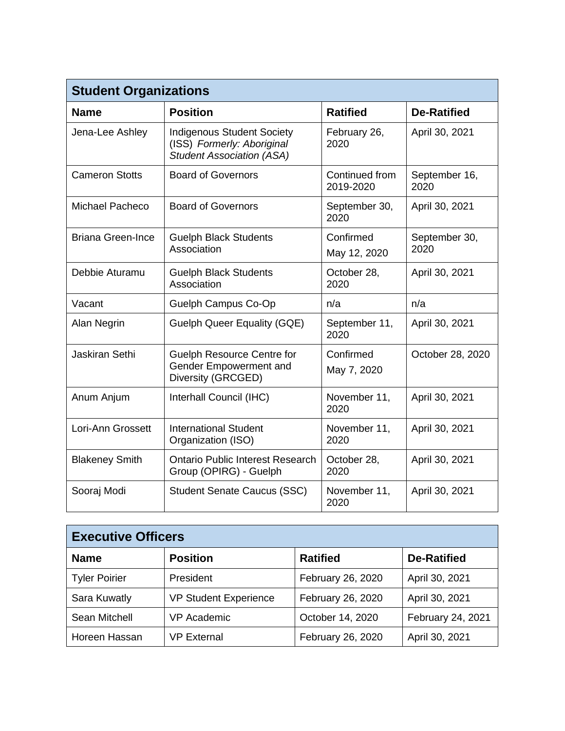| Student Organizations | | | |
|---|---|---|---|
| **Name** | **Position** | **Ratified** | **De-Ratified** |
| Jena-Lee Ashley | Indigenous Student Society (ISS) *Formerly: Aboriginal Student Association (ASA)* | February 26, 2020 | April 30, 2021 |
| Cameron Stotts | Board of Governors | Continued from 2019-2020 | September 16, 2020 |
| Michael Pacheco | Board of Governors | September 30, 2020 | April 30, 2021 |
| Briana Green-Ince | Guelph Black Students Association | Confirmed May 12, 2020 | September 30, 2020 |
| Debbie Aturamu | Guelph Black Students Association | October 28, 2020 | April 30, 2021 |
| Vacant | Guelph Campus Co-Op | n/a | n/a |
| Alan Negrin | Guelph Queer Equality (GQE) | September 11, 2020 | April 30, 2021 |
| Jaskiran Sethi | Guelph Resource Centre for Gender Empowerment and Diversity (GRCGED) | Confirmed May 7, 2020 | October 28, 2020 |
| Anum Anjum | Interhall Council (IHC) | November 11, 2020 | April 30, 2021 |
| Lori-Ann Grossett | International Student Organization (ISO) | November 11, 2020 | April 30, 2021 |
| Blakeney Smith | Ontario Public Interest Research Group (OPIRG) - Guelph | October 28, 2020 | April 30, 2021 |
| Sooraj Modi | Student Senate Caucus (SSC) | November 11, 2020 | April 30, 2021 |

| Executive Officers | | | |
|---|---|---|---|
| **Name** | **Position** | **Ratified** | **De-Ratified** |
| Tyler Poirier | President | February 26, 2020 | April 30, 2021 |
| Sara Kuwatly | VP Student Experience | February 26, 2020 | April 30, 2021 |
| Sean Mitchell | VP Academic | October 14, 2020 | February 24, 2021 |
| Horeen Hassan | VP External | February 26, 2020 | April 30, 2021 |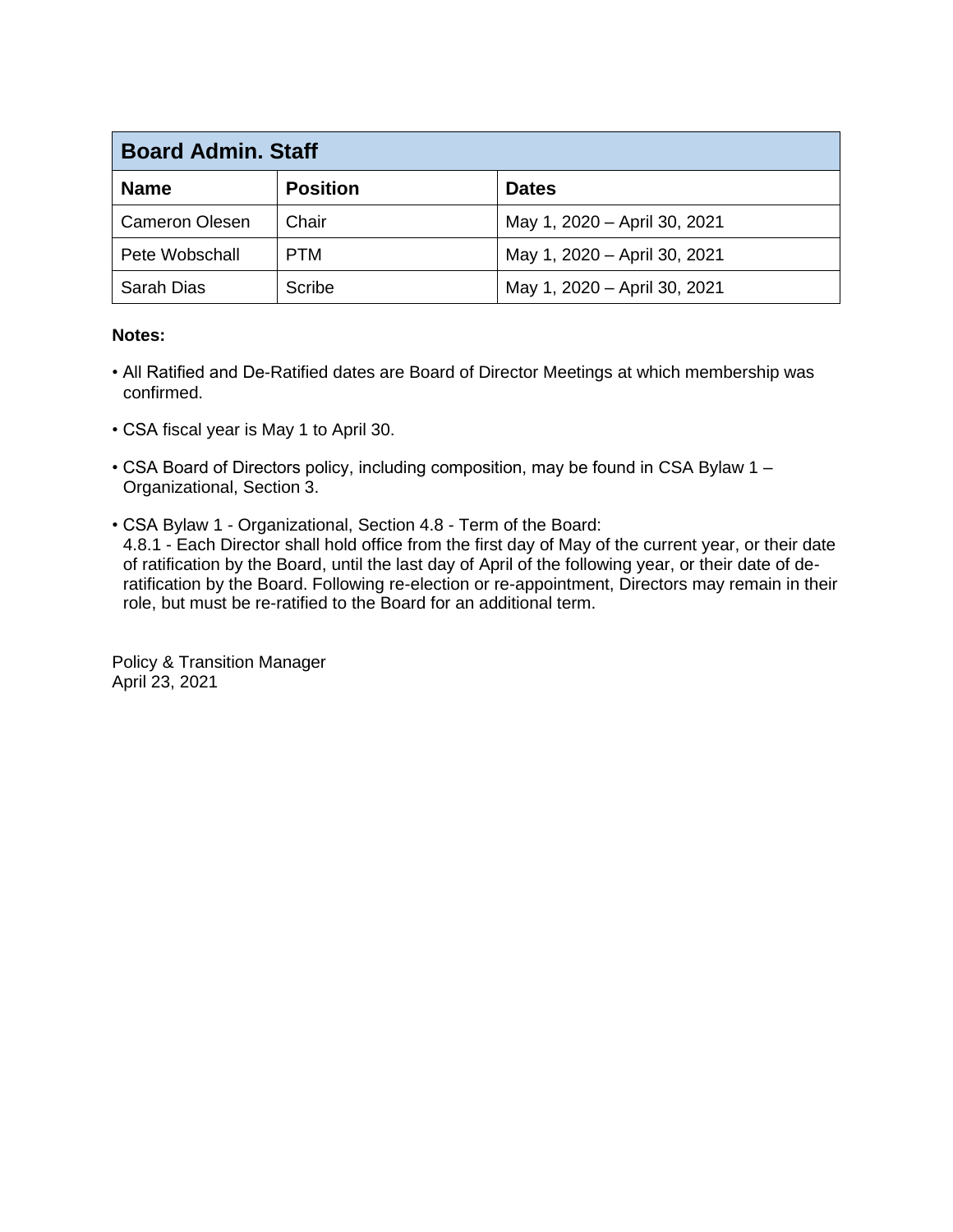| Board Admin. Staff | | |
|---|---|---|
| **Name** | **Position** | **Dates** |
| Cameron Olesen | Chair | May 1, 2020 – April 30, 2021 |
| Pete Wobschall | PTM | May 1, 2020 – April 30, 2021 |
| Sarah Dias | Scribe | May 1, 2020 – April 30, 2021 |

**Notes:**

- All Ratified and De-Ratified dates are Board of Director Meetings at which membership was confirmed.
- CSA fiscal year is May 1 to April 30.
- CSA Board of Directors policy, including composition, may be found in CSA Bylaw 1 – Organizational, Section 3.
- CSA Bylaw 1 - Organizational, Section 4.8 - Term of the Board:
  4.8.1 - Each Director shall hold office from the first day of May of the current year, or their date of ratification by the Board, until the last day of April of the following year, or their date of de-ratification by the Board. Following re-election or re-appointment, Directors may remain in their role, but must be re-ratified to the Board for an additional term.

Policy & Transition Manager
April 23, 2021